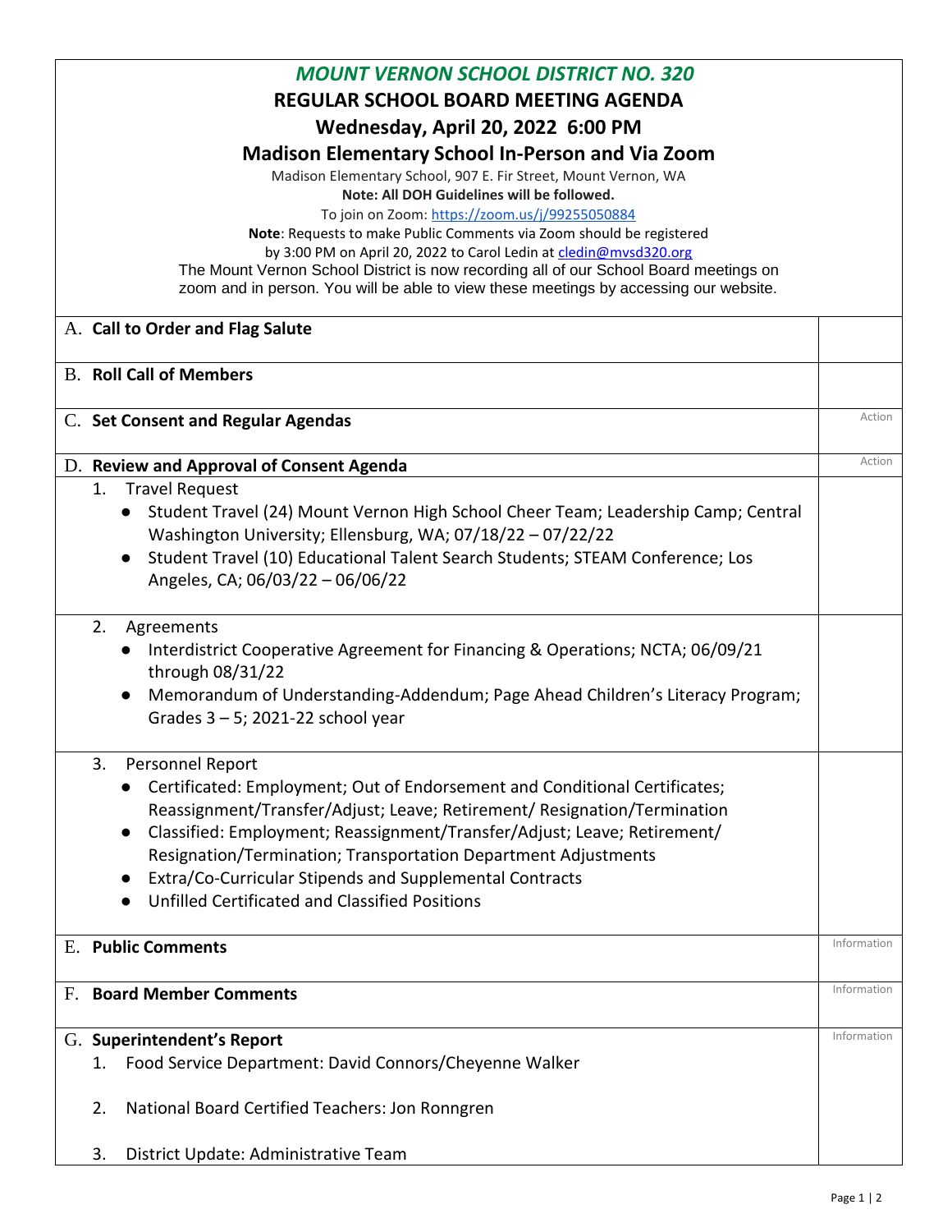# *MOUNT VERNON SCHOOL DISTRICT NO. 320*

## REGULAR SCHOOL BOARD MEETING AGENDA

## Wednesday, April 20, 2022 6:00 PM

## Madison Elementary School In-Person and Via Zoom

Madison Elementary School, 907 E. Fir Street, Mount Vernon, WA

**Note: All DOH Guidelines will be followed.**

To join on Zoom: https://zoom.us/j/99255050884

**Note**: Requests to make Public Comments via Zoom should be registered by 3:00 PM on April 20, 2022 to Carol Ledin at cledin@mvsd320.org

The Mount Vernon School District is now recording all of our School Board meetings on zoom and in person. You will be able to view these meetings by accessing our website.

| Agenda Item | |
|---|---|
| A. **Call to Order and Flag Salute** | |
| B. **Roll Call of Members** | |
| C. **Set Consent and Regular Agendas** | Action |
| D. **Review and Approval of Consent Agenda** | Action |
| 1. Travel Request<br>● Student Travel (24) Mount Vernon High School Cheer Team; Leadership Camp; Central Washington University; Ellensburg, WA; 07/18/22 – 07/22/22<br>● Student Travel (10) Educational Talent Search Students; STEAM Conference; Los Angeles, CA; 06/03/22 – 06/06/22 | |
| 2. Agreements<br>● Interdistrict Cooperative Agreement for Financing & Operations; NCTA; 06/09/21 through 08/31/22<br>● Memorandum of Understanding-Addendum; Page Ahead Children's Literacy Program; Grades 3 – 5; 2021-22 school year | |
| 3. Personnel Report<br>● Certificated: Employment; Out of Endorsement and Conditional Certificates; Reassignment/Transfer/Adjust; Leave; Retirement/ Resignation/Termination<br>● Classified: Employment; Reassignment/Transfer/Adjust; Leave; Retirement/ Resignation/Termination; Transportation Department Adjustments<br>● Extra/Co-Curricular Stipends and Supplemental Contracts<br>● Unfilled Certificated and Classified Positions | |
| E. **Public Comments** | Information |
| F. **Board Member Comments** | Information |
| G. **Superintendent's Report**<br>1. Food Service Department: David Connors/Cheyenne Walker<br>2. National Board Certified Teachers: Jon Ronngren<br>3. District Update: Administrative Team | Information |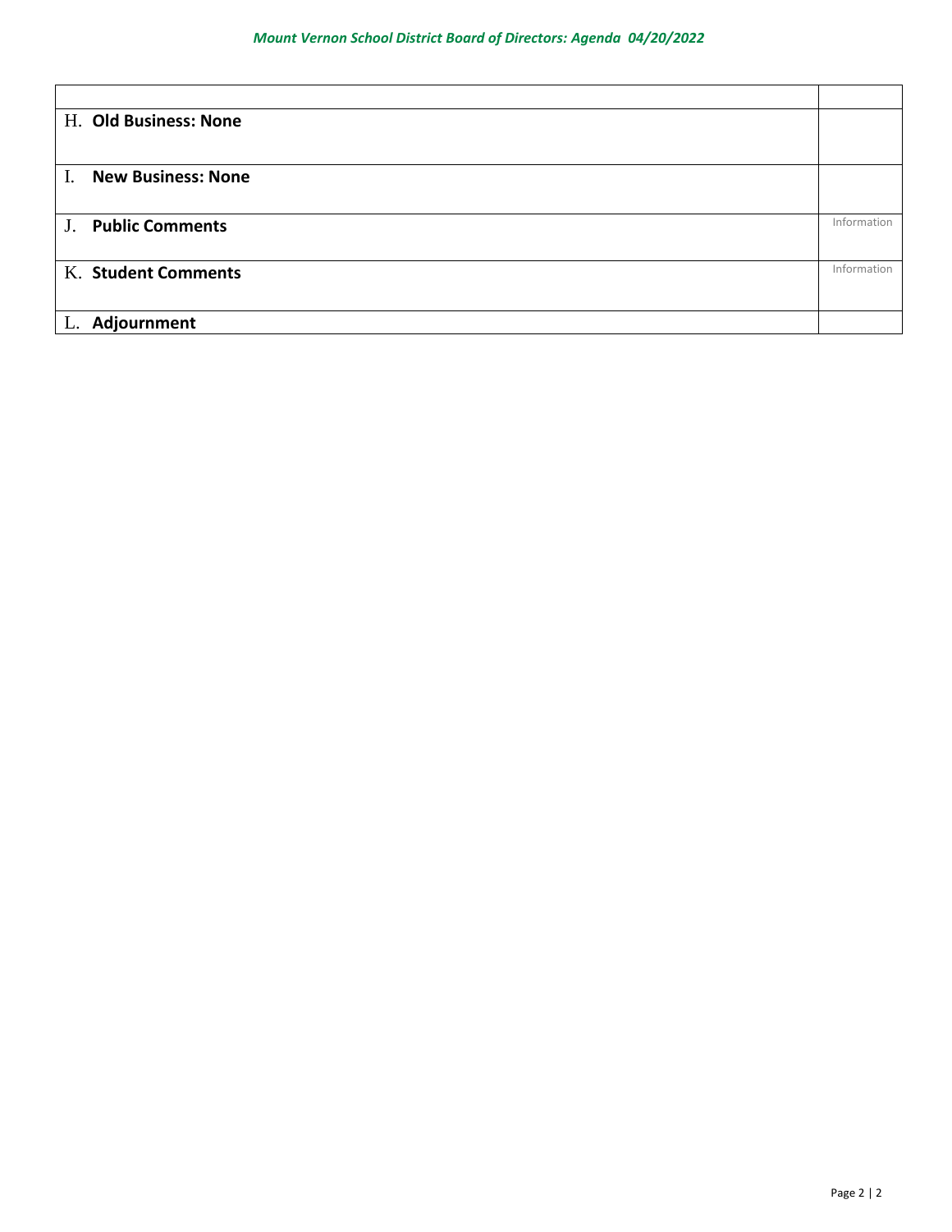| | |
|---|---|
| H. **Old Business: None** | |
| I. **New Business: None** | |
| J. **Public Comments** | Information |
| K. **Student Comments** | Information |
| L. **Adjournment** | |